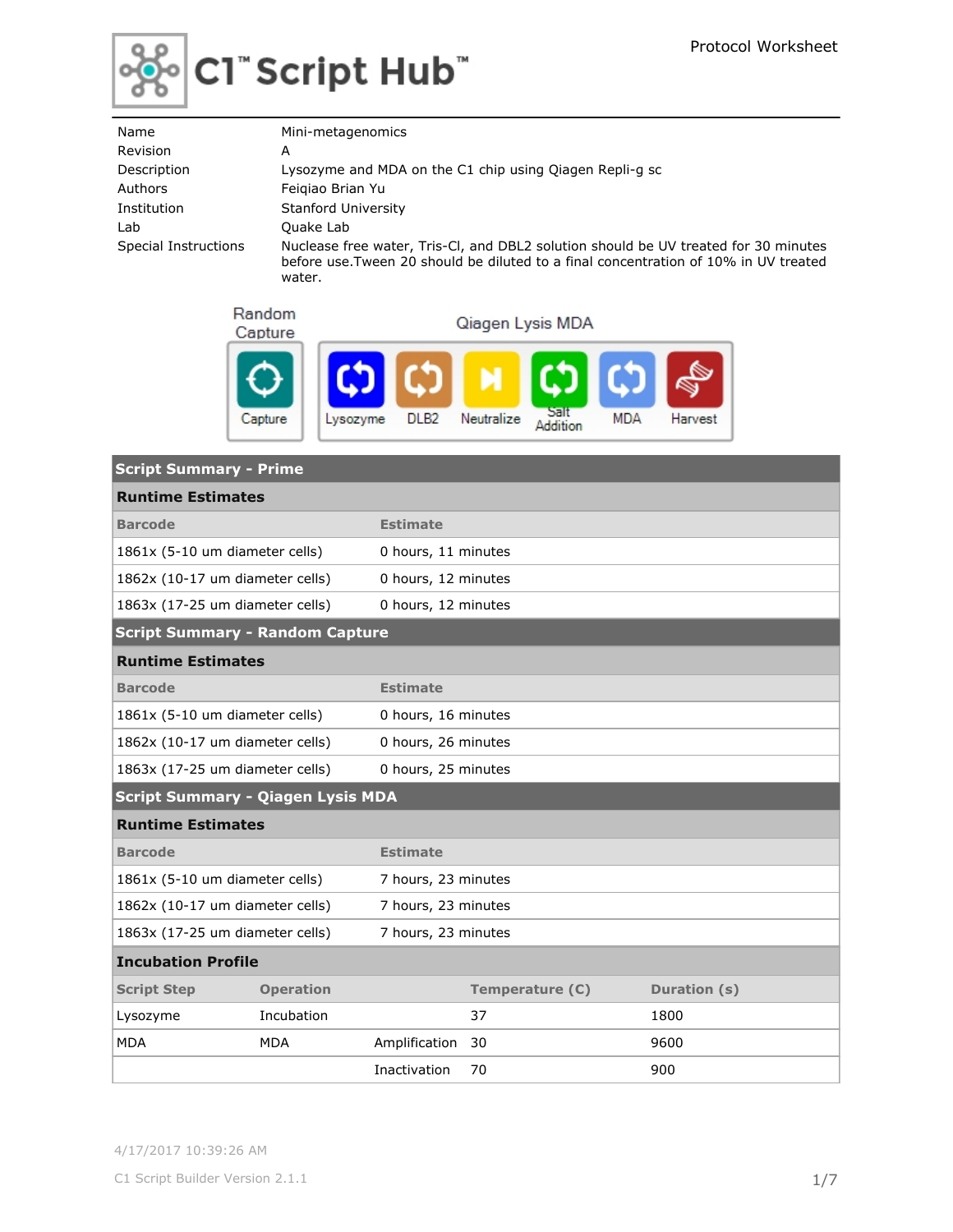# C1™ Script Hub™

Protocol Worksheet

| | |
|---|---|
| Name | Mini-metagenomics |
| Revision | A |
| Description | Lysozyme and MDA on the C1 chip using Qiagen Repli-g sc |
| Authors | Feiqiao Brian Yu |
| Institution | Stanford University |
| Lab | Quake Lab |
| Special Instructions | Nuclease free water, Tris-Cl, and DBL2 solution should be UV treated for 30 minutes before use.Tween 20 should be diluted to a final concentration of 10% in UV treated water. |

Random Capture: Capture

Qiagen Lysis MDA: Lysozyme, DLB2, Neutralize, Salt Addition, MDA, Harvest

## Script Summary - Prime

### Runtime Estimates

| Barcode | Estimate |
|---|---|
| 1861x (5-10 um diameter cells) | 0 hours, 11 minutes |
| 1862x (10-17 um diameter cells) | 0 hours, 12 minutes |
| 1863x (17-25 um diameter cells) | 0 hours, 12 minutes |

## Script Summary - Random Capture

### Runtime Estimates

| Barcode | Estimate |
|---|---|
| 1861x (5-10 um diameter cells) | 0 hours, 16 minutes |
| 1862x (10-17 um diameter cells) | 0 hours, 26 minutes |
| 1863x (17-25 um diameter cells) | 0 hours, 25 minutes |

## Script Summary - Qiagen Lysis MDA

### Runtime Estimates

| Barcode | Estimate |
|---|---|
| 1861x (5-10 um diameter cells) | 7 hours, 23 minutes |
| 1862x (10-17 um diameter cells) | 7 hours, 23 minutes |
| 1863x (17-25 um diameter cells) | 7 hours, 23 minutes |

### Incubation Profile

| Script Step | Operation | | Temperature (C) | Duration (s) |
|---|---|---|---|---|
| Lysozyme | Incubation | | 37 | 1800 |
| MDA | MDA | Amplification | 30 | 9600 |
| | | Inactivation | 70 | 900 |

4/17/2017 10:39:26 AM

C1 Script Builder Version 2.1.1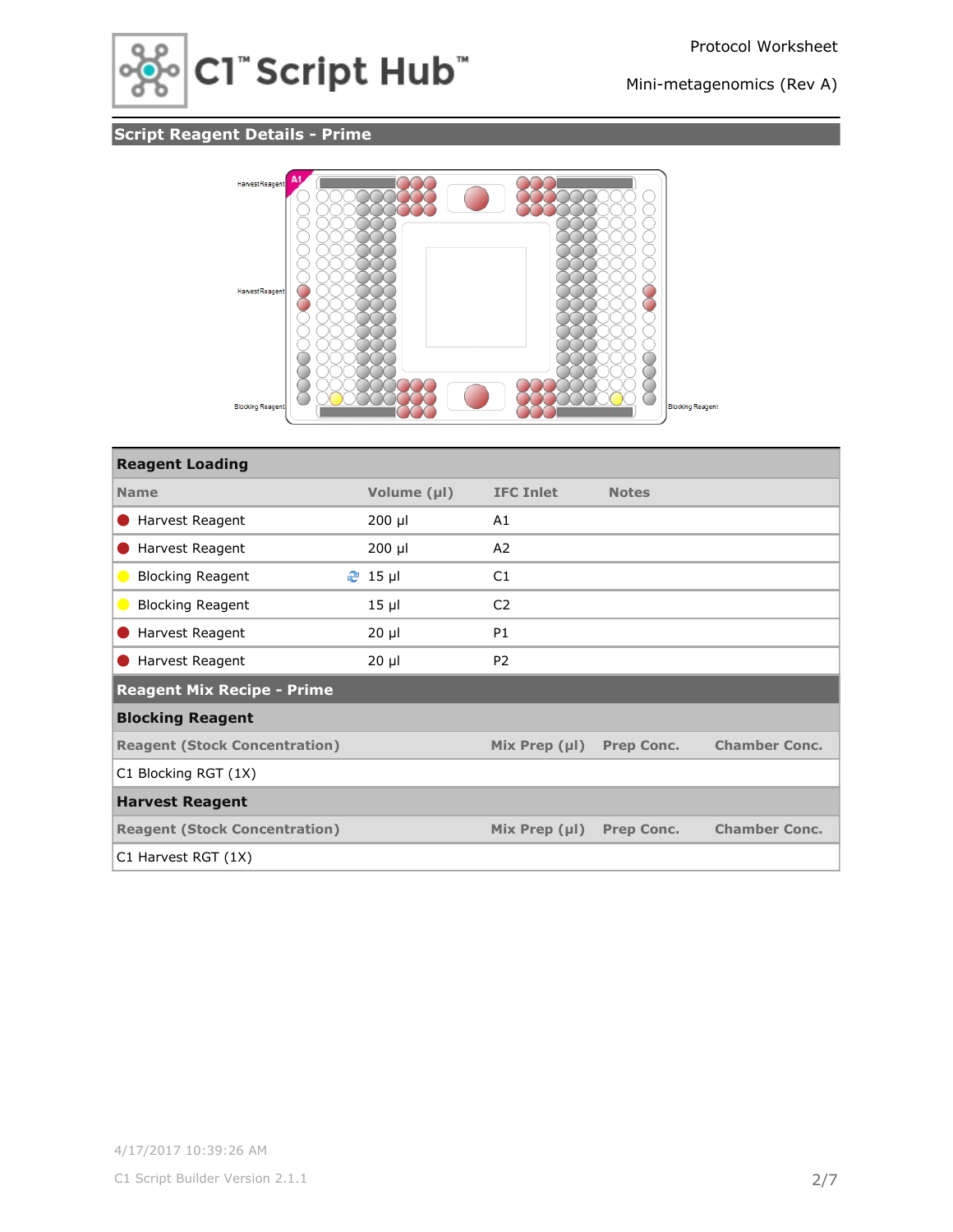## Script Reagent Details - Prime

Harvest Reagent

Harvest Reagent

Blocking Reagent

Blocking Reagent

| Reagent Loading | | | |
|---|---|---|---|
| **Name** | **Volume (µl)** | **IFC Inlet** | **Notes** |
| Harvest Reagent | 200 µl | A1 | |
| Harvest Reagent | 200 µl | A2 | |
| Blocking Reagent | 15 µl | C1 | |
| Blocking Reagent | 15 µl | C2 | |
| Harvest Reagent | 20 µl | P1 | |
| Harvest Reagent | 20 µl | P2 | |

### Reagent Mix Recipe - Prime

**Blocking Reagent**

| Reagent (Stock Concentration) | Mix Prep (µl) | Prep Conc. | Chamber Conc. |
|---|---|---|---|
| C1 Blocking RGT (1X) | | | |

**Harvest Reagent**

| Reagent (Stock Concentration) | Mix Prep (µl) | Prep Conc. | Chamber Conc. |
|---|---|---|---|
| C1 Harvest RGT (1X) | | | |

4/17/2017 10:39:26 AM

C1 Script Builder Version 2.1.1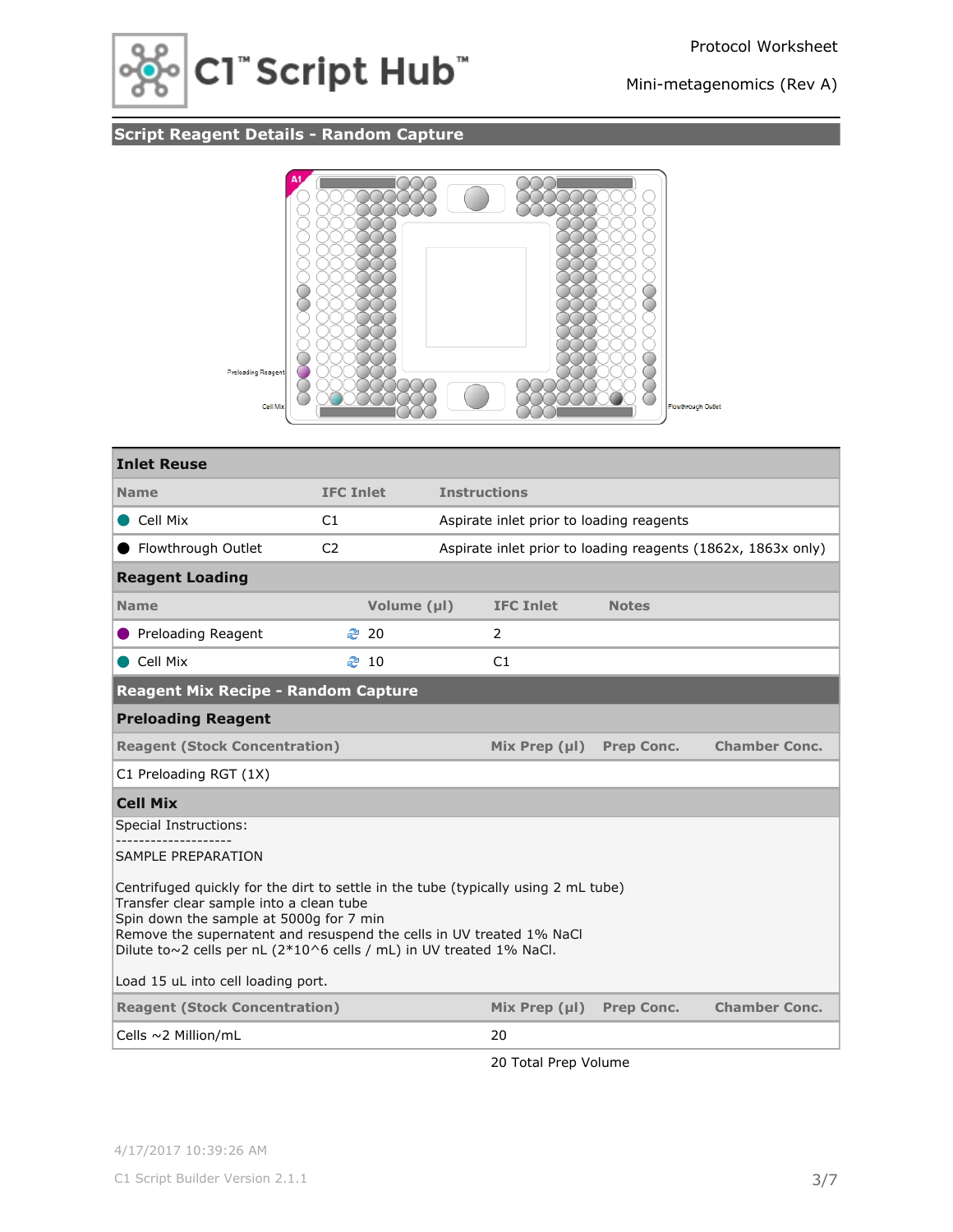## Script Reagent Details - Random Capture

Preloading Reagent

Cell Mix

Flowthrough Outlet

### Inlet Reuse

| Name | IFC Inlet | Instructions |
|---|---|---|
| Cell Mix | C1 | Aspirate inlet prior to loading reagents |
| Flowthrough Outlet | C2 | Aspirate inlet prior to loading reagents (1862x, 1863x only) |

### Reagent Loading

| Name | Volume (µl) | IFC Inlet | Notes |
|---|---|---|---|
| Preloading Reagent | 20 | 2 | |
| Cell Mix | 10 | C1 | |

## Reagent Mix Recipe - Random Capture

### Preloading Reagent

| Reagent (Stock Concentration) | Mix Prep (µl) | Prep Conc. | Chamber Conc. |
|---|---|---|---|
| C1 Preloading RGT (1X) | | | |

### Cell Mix

Special Instructions:
-------------------
SAMPLE PREPARATION

Centrifuged quickly for the dirt to settle in the tube (typically using 2 mL tube)
Transfer clear sample into a clean tube
Spin down the sample at 5000g for 7 min
Remove the supernatant and resuspend the cells in UV treated 1% NaCl
Dilute to~2 cells per nL (2*10^6 cells / mL) in UV treated 1% NaCl.

Load 15 uL into cell loading port.

| Reagent (Stock Concentration) | Mix Prep (µl) | Prep Conc. | Chamber Conc. |
|---|---|---|---|
| Cells ~2 Million/mL | 20 | | |
| | 20 Total Prep Volume | | |

4/17/2017 10:39:26 AM

C1 Script Builder Version 2.1.1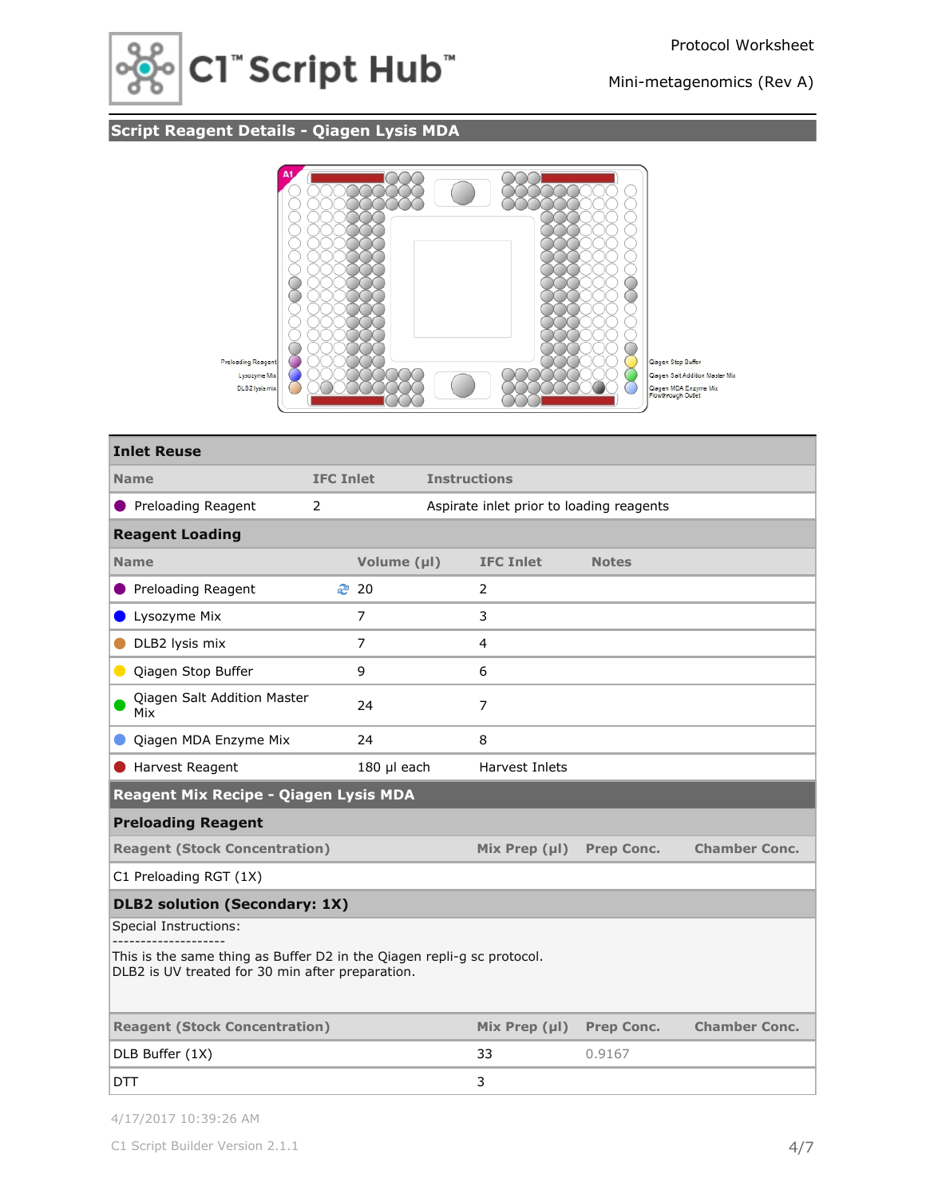## Script Reagent Details - Qiagen Lysis MDA

Preloading Reagent
Lysozyme Mix
DLB2 lysis mix

Qiagen Stop Buffer
Qiagen Salt Addition Master Mix
Qiagen MDA Enzyme Mix
Flowthrough Outlet

### Inlet Reuse

| Name | IFC Inlet | Instructions |
|---|---|---|
| Preloading Reagent | 2 | Aspirate inlet prior to loading reagents |

### Reagent Loading

| Name | Volume (µl) | IFC Inlet | Notes |
|---|---|---|---|
| Preloading Reagent | 20 | 2 | |
| Lysozyme Mix | 7 | 3 | |
| DLB2 lysis mix | 7 | 4 | |
| Qiagen Stop Buffer | 9 | 6 | |
| Qiagen Salt Addition Master Mix | 24 | 7 | |
| Qiagen MDA Enzyme Mix | 24 | 8 | |
| Harvest Reagent | 180 µl each | Harvest Inlets | |

## Reagent Mix Recipe - Qiagen Lysis MDA

### Preloading Reagent

| Reagent (Stock Concentration) | Mix Prep (µl) | Prep Conc. | Chamber Conc. |
|---|---|---|---|
| C1 Preloading RGT (1X) | | | |

### DLB2 solution (Secondary: 1X)

Special Instructions:
--------------------
This is the same thing as Buffer D2 in the Qiagen repli-g sc protocol.
DLB2 is UV treated for 30 min after preparation.

| Reagent (Stock Concentration) | Mix Prep (µl) | Prep Conc. | Chamber Conc. |
|---|---|---|---|
| DLB Buffer (1X) | 33 | 0.9167 | |
| DTT | 3 | | |

4/17/2017 10:39:26 AM

C1 Script Builder Version 2.1.1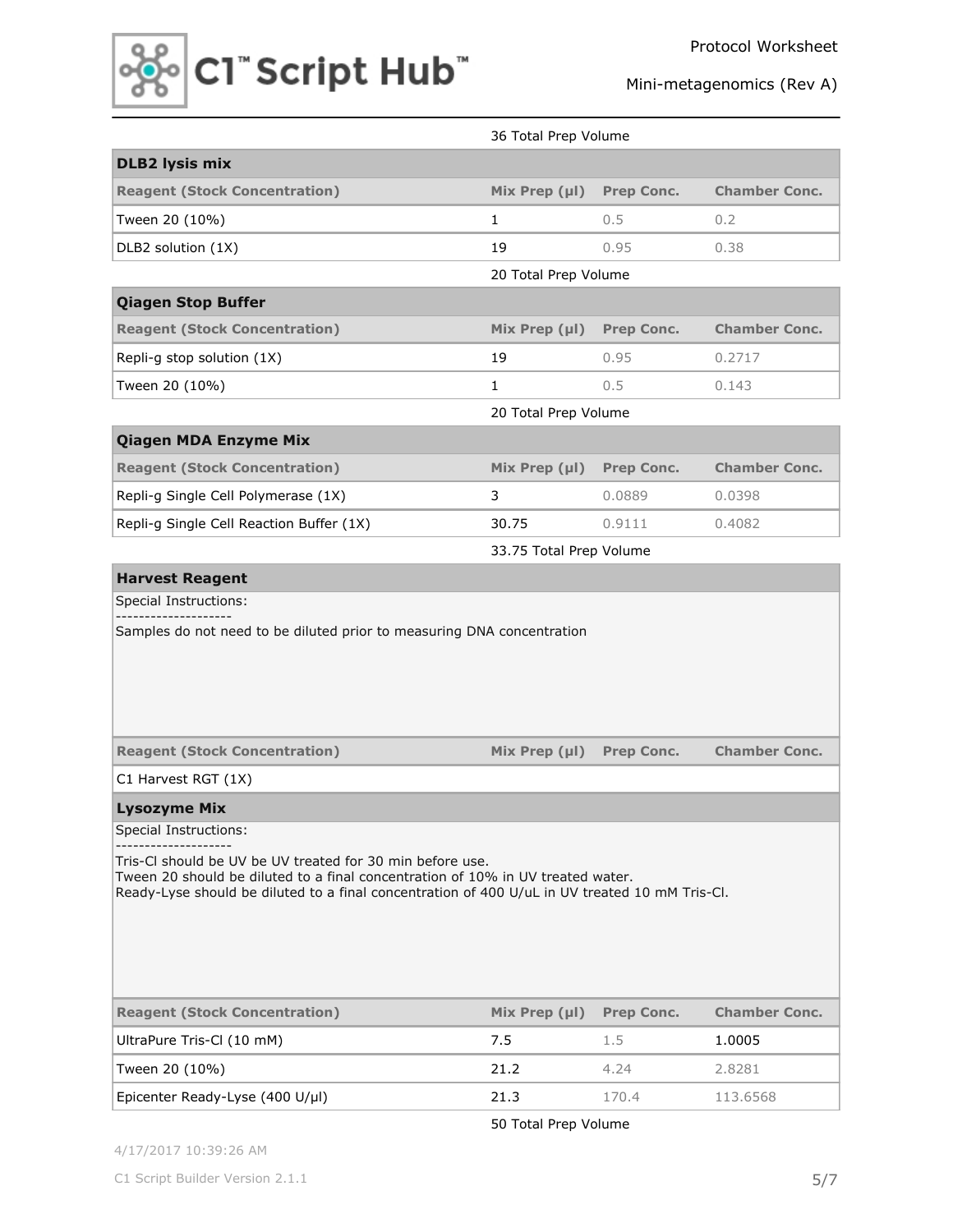36 Total Prep Volume

| DLB2 lysis mix | | | |
|---|---|---|---|
| **Reagent (Stock Concentration)** | **Mix Prep (µl)** | **Prep Conc.** | **Chamber Conc.** |
| Tween 20 (10%) | 1 | 0.5 | 0.2 |
| DLB2 solution (1X) | 19 | 0.95 | 0.38 |

20 Total Prep Volume

| Qiagen Stop Buffer | | | |
|---|---|---|---|
| **Reagent (Stock Concentration)** | **Mix Prep (µl)** | **Prep Conc.** | **Chamber Conc.** |
| Repli-g stop solution (1X) | 19 | 0.95 | 0.2717 |
| Tween 20 (10%) | 1 | 0.5 | 0.143 |

20 Total Prep Volume

| Qiagen MDA Enzyme Mix | | | |
|---|---|---|---|
| **Reagent (Stock Concentration)** | **Mix Prep (µl)** | **Prep Conc.** | **Chamber Conc.** |
| Repli-g Single Cell Polymerase (1X) | 3 | 0.0889 | 0.0398 |
| Repli-g Single Cell Reaction Buffer (1X) | 30.75 | 0.9111 | 0.4082 |

33.75 Total Prep Volume

**Harvest Reagent**

Special Instructions:

--------------------

Samples do not need to be diluted prior to measuring DNA concentration

| Reagent (Stock Concentration) | Mix Prep (µl) | Prep Conc. | Chamber Conc. |
|---|---|---|---|
| C1 Harvest RGT (1X) | | | |

**Lysozyme Mix**

Special Instructions:

--------------------

Tris-Cl should be UV be UV treated for 30 min before use.
Tween 20 should be diluted to a final concentration of 10% in UV treated water.
Ready-Lyse should be diluted to a final concentration of 400 U/uL in UV treated 10 mM Tris-Cl.

| Reagent (Stock Concentration) | Mix Prep (µl) | Prep Conc. | Chamber Conc. |
|---|---|---|---|
| UltraPure Tris-Cl (10 mM) | 7.5 | 1.5 | 1.0005 |
| Tween 20 (10%) | 21.2 | 4.24 | 2.8281 |
| Epicenter Ready-Lyse (400 U/µl) | 21.3 | 170.4 | 113.6568 |

50 Total Prep Volume

4/17/2017 10:39:26 AM

C1 Script Builder Version 2.1.1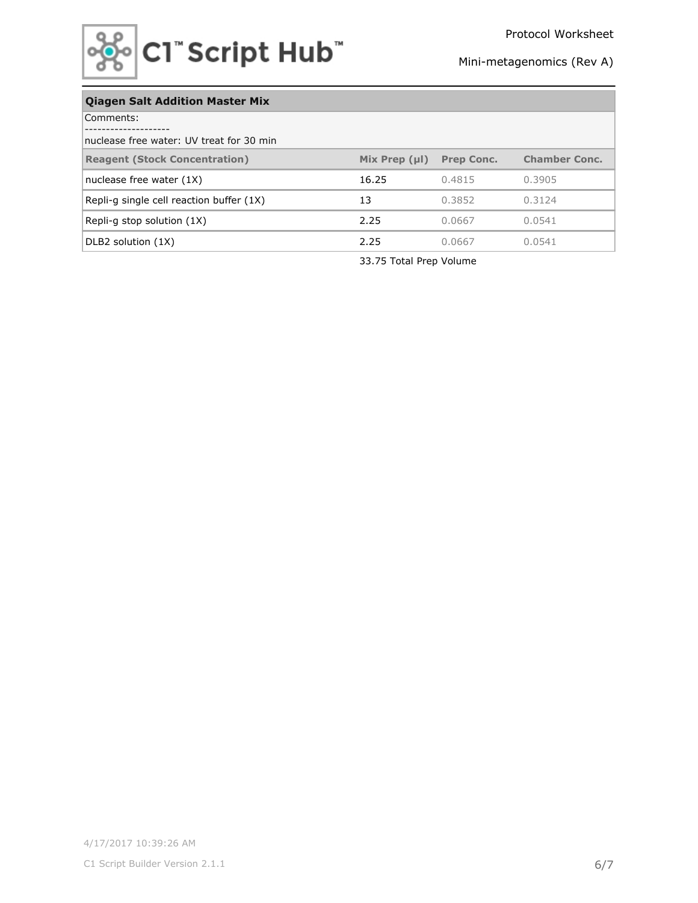## Qiagen Salt Addition Master Mix

Comments:

-------------------

nuclease free water: UV treat for 30 min

| Reagent (Stock Concentration) | Mix Prep (µl) | Prep Conc. | Chamber Conc. |
|---|---|---|---|
| nuclease free water (1X) | 16.25 | 0.4815 | 0.3905 |
| Repli-g single cell reaction buffer (1X) | 13 | 0.3852 | 0.3124 |
| Repli-g stop solution (1X) | 2.25 | 0.0667 | 0.0541 |
| DLB2 solution (1X) | 2.25 | 0.0667 | 0.0541 |
| | 33.75 Total Prep Volume | | |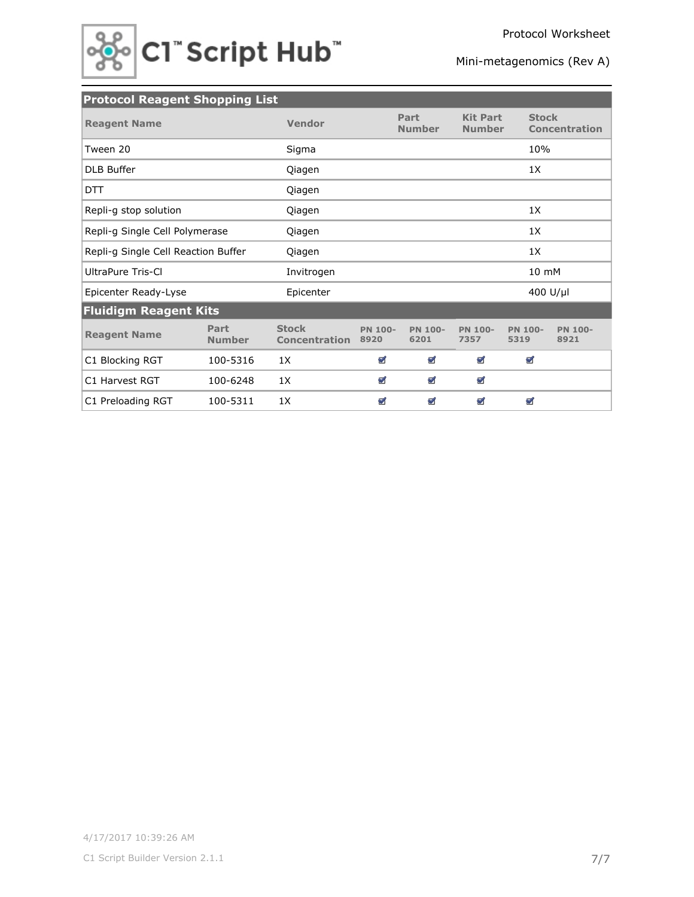## Protocol Reagent Shopping List

| Reagent Name | Vendor | Part Number | Kit Part Number | Stock Concentration |
| --- | --- | --- | --- | --- |
| Tween 20 | Sigma | | | 10% |
| DLB Buffer | Qiagen | | | 1X |
| DTT | Qiagen | | | |
| Repli-g stop solution | Qiagen | | | 1X |
| Repli-g Single Cell Polymerase | Qiagen | | | 1X |
| Repli-g Single Cell Reaction Buffer | Qiagen | | | 1X |
| UltraPure Tris-Cl | Invitrogen | | | 10 mM |
| Epicenter Ready-Lyse | Epicenter | | | 400 U/µl |

## Fluidigm Reagent Kits

| Reagent Name | Part Number | Stock Concentration | PN 100-8920 | PN 100-6201 | PN 100-7357 | PN 100-5319 | PN 100-8921 |
| --- | --- | --- | --- | --- | --- | --- | --- |
| C1 Blocking RGT | 100-5316 | 1X | ☑ | ☑ | ☑ | ☑ | |
| C1 Harvest RGT | 100-6248 | 1X | ☑ | ☑ | ☑ | | |
| C1 Preloading RGT | 100-5311 | 1X | ☑ | ☑ | ☑ | ☑ | |

4/17/2017 10:39:26 AM

C1 Script Builder Version 2.1.1